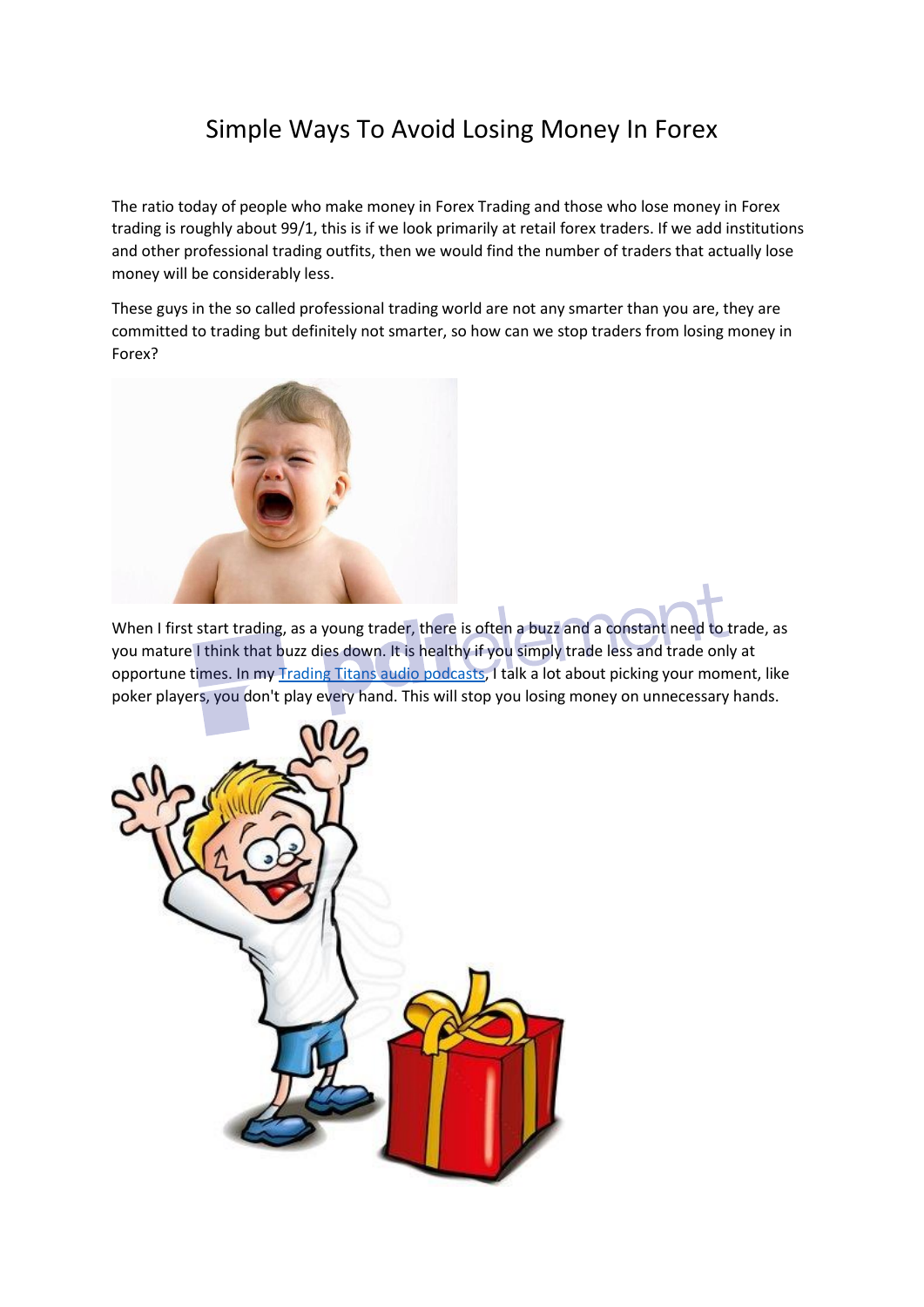# Simple Ways To Avoid Losing Money In Forex

The ratio today of people who make money in Forex Trading and those who lose money in Forex trading is roughly about 99/1, this is if we look primarily at retail forex traders. If we add institutions and other professional trading outfits, then we would find the number of traders that actually lose money will be considerably less.

These guys in the so called professional trading world are not any smarter than you are, they are committed to trading but definitely not smarter, so how can we stop traders from losing money in Forex?

When I first start trading, as a young trader, there is often a buzz and a constant need to trade, as you mature I think that buzz dies down. It is healthy if you simply trade less and trade only at opportune times. In my [Trading Titans audio podcasts](), I talk a lot about picking your moment, like poker players, you don't play every hand. This will stop you losing money on unnecessary hands.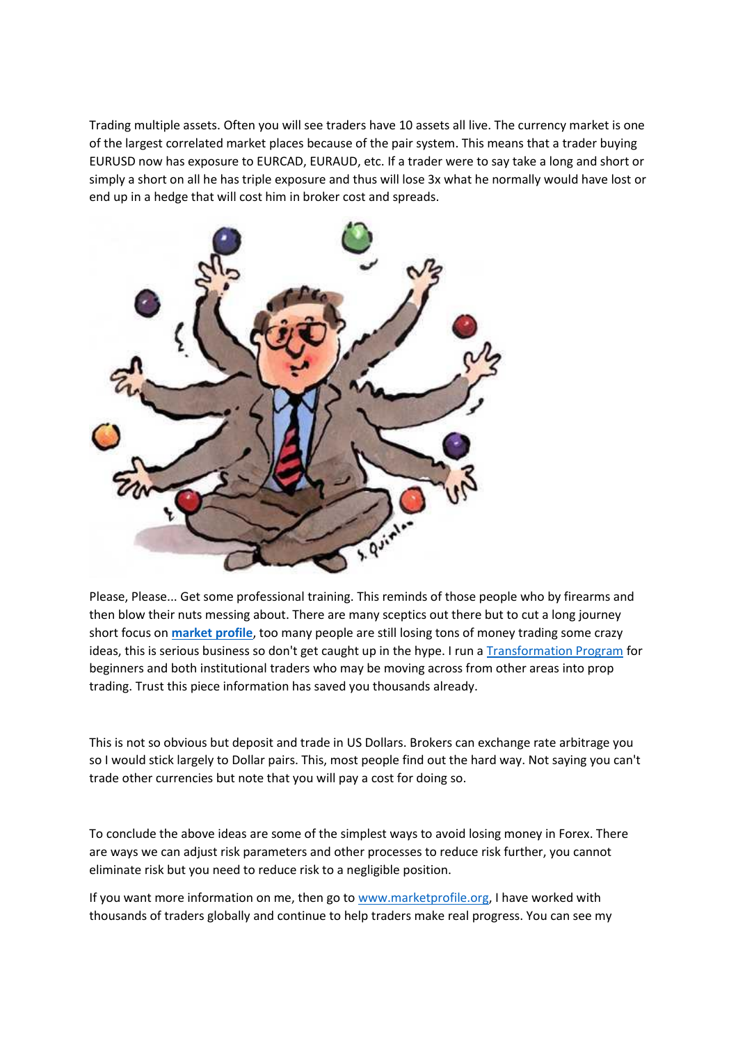Trading multiple assets. Often you will see traders have 10 assets all live. The currency market is one of the largest correlated market places because of the pair system. This means that a trader buying EURUSD now has exposure to EURCAD, EURAUD, etc. If a trader were to say take a long and short or simply a short on all he has triple exposure and thus will lose 3x what he normally would have lost or end up in a hedge that will cost him in broker cost and spreads.

Please, Please... Get some professional training. This reminds of those people who by firearms and then blow their nuts messing about. There are many sceptics out there but to cut a long journey short focus on **market profile**, too many people are still losing tons of money trading some crazy ideas, this is serious business so don't get caught up in the hype. I run a Transformation Program for beginners and both institutional traders who may be moving across from other areas into prop trading. Trust this piece information has saved you thousands already.

This is not so obvious but deposit and trade in US Dollars. Brokers can exchange rate arbitrage you so I would stick largely to Dollar pairs. This, most people find out the hard way. Not saying you can't trade other currencies but note that you will pay a cost for doing so.

To conclude the above ideas are some of the simplest ways to avoid losing money in Forex. There are ways we can adjust risk parameters and other processes to reduce risk further, you cannot eliminate risk but you need to reduce risk to a negligible position.

If you want more information on me, then go to www.marketprofile.org, I have worked with thousands of traders globally and continue to help traders make real progress. You can see my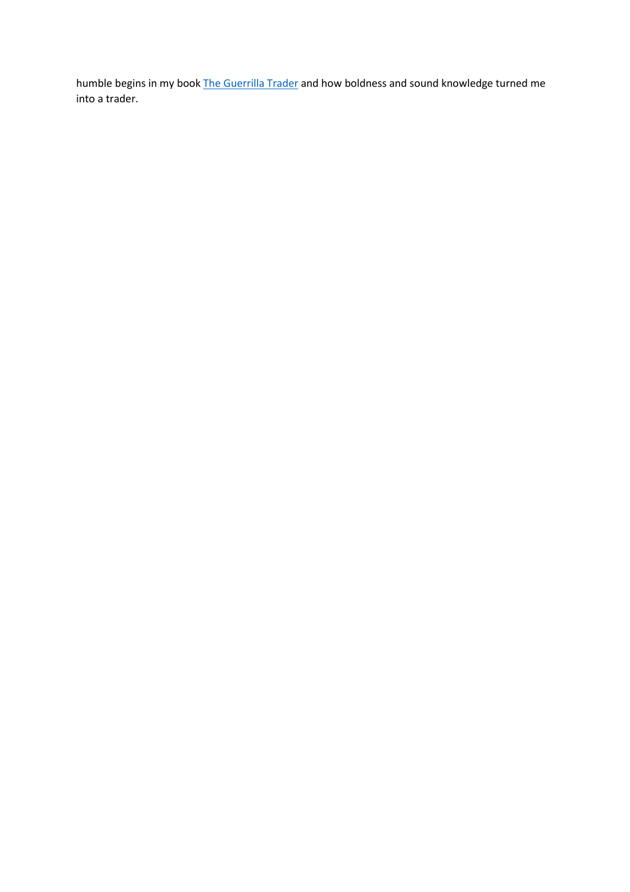humble begins in my book [The Guerrilla Trader] and how boldness and sound knowledge turned me into a trader.